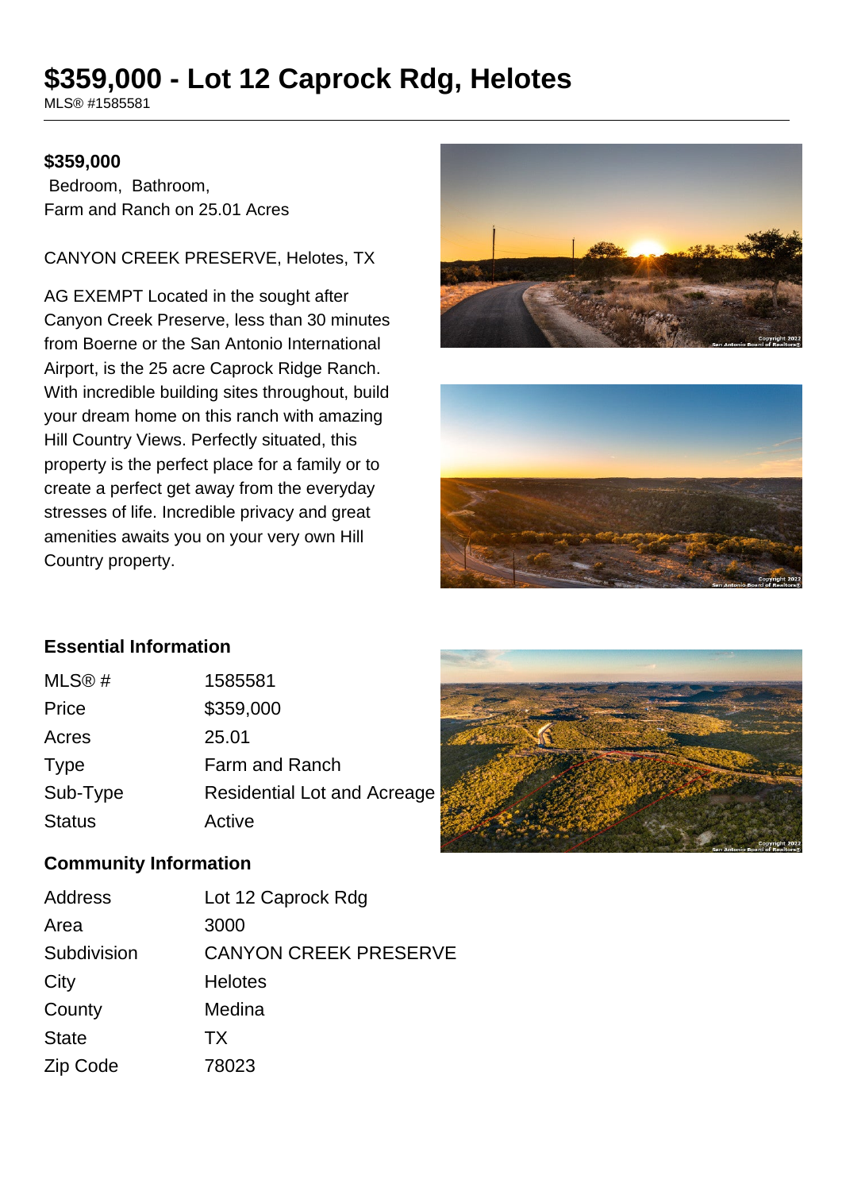# $359,000 - Lot 12 Caprock Rdg, Helotes

MLS® #1585581

**$359,000**

Bedroom, Bathroom,
Farm and Ranch on 25.01 Acres

CANYON CREEK PRESERVE, Helotes, TX

AG EXEMPT Located in the sought after Canyon Creek Preserve, less than 30 minutes from Boerne or the San Antonio International Airport, is the 25 acre Caprock Ridge Ranch. With incredible building sites throughout, build your dream home on this ranch with amazing Hill Country Views. Perfectly situated, this property is the perfect place for a family or to create a perfect get away from the everyday stresses of life. Incredible privacy and great amenities awaits you on your very own Hill Country property.

## Essential Information

| | |
|---|---|
| MLS® # | 1585581 |
| Price | $359,000 |
| Acres | 25.01 |
| Type | Farm and Ranch |
| Sub-Type | Residential Lot and Acreage |
| Status | Active |

## Community Information

| | |
|---|---|
| Address | Lot 12 Caprock Rdg |
| Area | 3000 |
| Subdivision | CANYON CREEK PRESERVE |
| City | Helotes |
| County | Medina |
| State | TX |
| Zip Code | 78023 |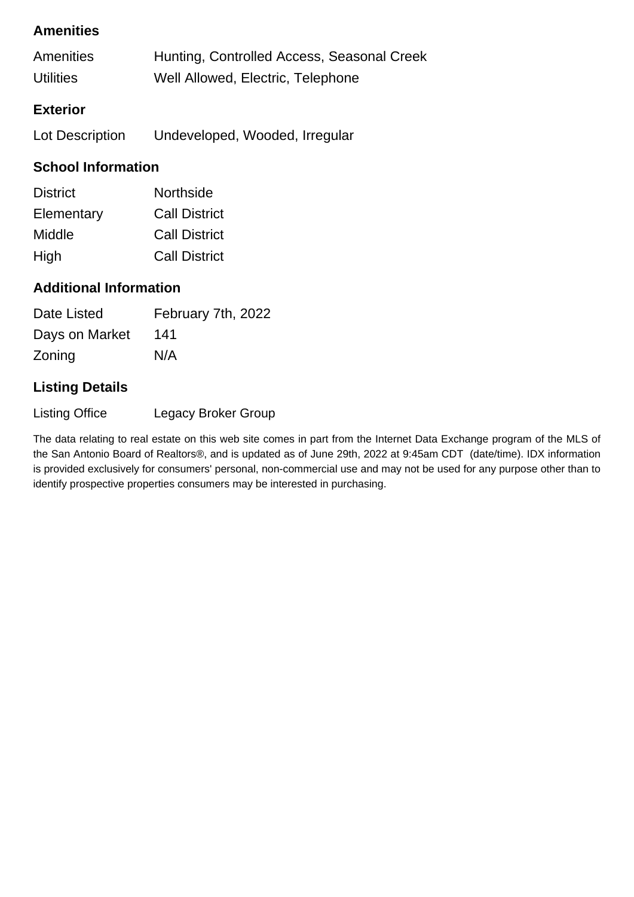## Amenities

| | |
|---|---|
| Amenities | Hunting, Controlled Access, Seasonal Creek |
| Utilities | Well Allowed, Electric, Telephone |

## Exterior

| | |
|---|---|
| Lot Description | Undeveloped, Wooded, Irregular |

## School Information

| | |
|---|---|
| District | Northside |
| Elementary | Call District |
| Middle | Call District |
| High | Call District |

## Additional Information

| | |
|---|---|
| Date Listed | February 7th, 2022 |
| Days on Market | 141 |
| Zoning | N/A |

## Listing Details

| | |
|---|---|
| Listing Office | Legacy Broker Group |

The data relating to real estate on this web site comes in part from the Internet Data Exchange program of the MLS of the San Antonio Board of Realtors®, and is updated as of June 29th, 2022 at 9:45am CDT (date/time). IDX information is provided exclusively for consumers' personal, non-commercial use and may not be used for any purpose other than to identify prospective properties consumers may be interested in purchasing.